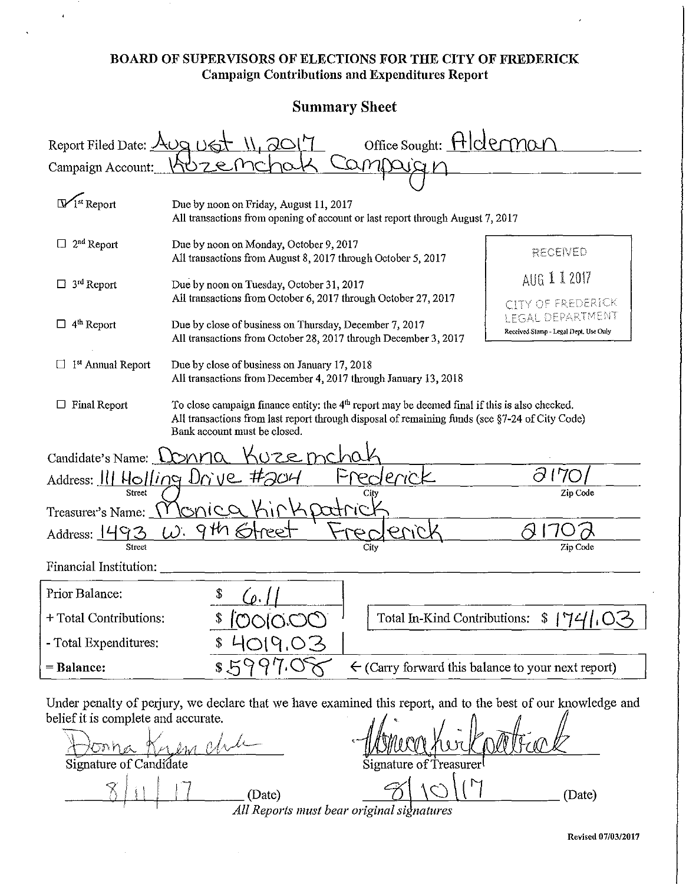# BOARD OF SUPERVISORS OF ELECTIONS FOR THE CITY OF FREDERICK

## Campaign Contributions and Expenditures Report

## Summary Sheet

Report Filed Date: August 11, 2017 Office Sought: Alderman

Campaign Account: Kuzemchak Campaign

- [x] 1st Report — Due by noon on Friday, August 11, 2017
All transactions from opening of account or last report through August 7, 2017
- [ ] 2nd Report — Due by noon on Monday, October 9, 2017
All transactions from August 8, 2017 through October 5, 2017
- [ ] 3rd Report — Due by noon on Tuesday, October 31, 2017
All transactions from October 6, 2017 through October 27, 2017
- [ ] 4th Report — Due by close of business on Thursday, December 7, 2017
All transactions from October 28, 2017 through December 3, 2017
- [ ] 1st Annual Report — Due by close of business on January 17, 2018
All transactions from December 4, 2017 through January 13, 2018
- [ ] Final Report — To close campaign finance entity: the 4th report may be deemed final if this is also checked.
All transactions from last report through disposal of remaining funds (see §7-24 of City Code)
Bank account must be closed.

RECEIVED
AUG 11 2017
CITY OF FREDERICK
LEGAL DEPARTMENT
Received Stamp - Legal Dept. Use Only

Candidate's Name: Donna Kuzemchak

Address: 111 Holling Drive #204 (Street) Frederick (City) 21701 (Zip Code)

Treasurer's Name: Monica Kirkpatrick

Address: 1493 W. 9th Street (Street) Frederick (City) 21702 (Zip Code)

Financial Institution:

| | |
|---|---|
| Prior Balance: | $ 6.11 |
| + Total Contributions: | $ 10010.00 |
| - Total Expenditures: | $ 4019.03 |
| = Balance: | $ 5997.08 |

Total In-Kind Contributions: $ 1741.03

← (Carry forward this balance to your next report)

Under penalty of perjury, we declare that we have examined this report, and to the best of our knowledge and belief it is complete and accurate.

Donna Kuzemchak
Signature of Candidate
8/11/17 (Date)

Monica Kirkpatrick
Signature of Treasurer
8/10/17 (Date)

*All Reports must bear original signatures*

Revised 07/03/2017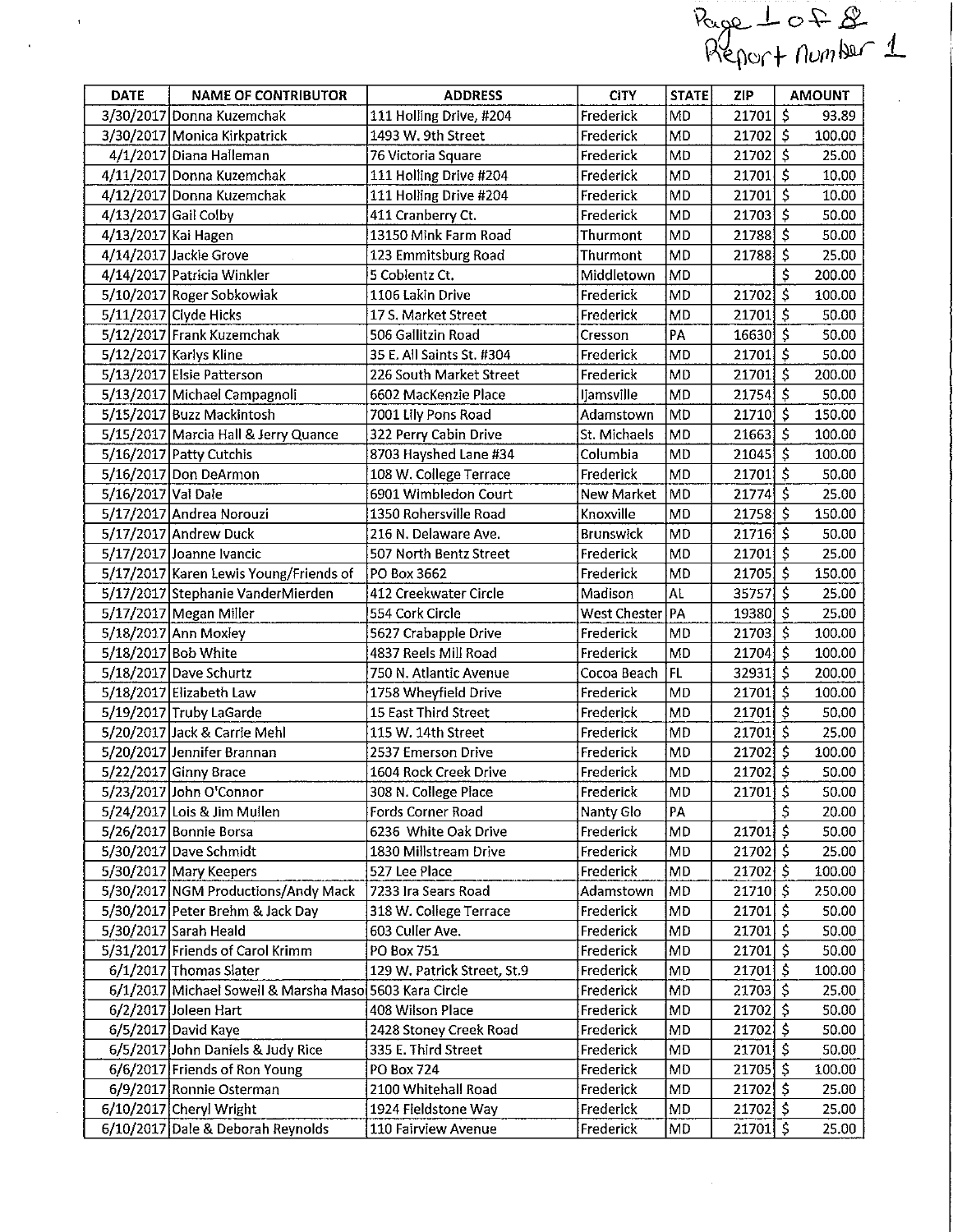Page 1 of 8
Report number 1

| DATE | NAME OF CONTRIBUTOR | ADDRESS | CITY | STATE | ZIP | AMOUNT |
|---|---|---|---|---|---|---|
| 3/30/2017 | Donna Kuzemchak | 111 Holling Drive, #204 | Frederick | MD | 21701 | $ 93.89 |
| 3/30/2017 | Monica Kirkpatrick | 1493 W. 9th Street | Frederick | MD | 21702 | $ 100.00 |
| 4/1/2017 | Diana Halleman | 76 Victoria Square | Frederick | MD | 21702 | $ 25.00 |
| 4/11/2017 | Donna Kuzemchak | 111 Holling Drive #204 | Frederick | MD | 21701 | $ 10.00 |
| 4/12/2017 | Donna Kuzemchak | 111 Holling Drive #204 | Frederick | MD | 21701 | $ 10.00 |
| 4/13/2017 | Gail Colby | 411 Cranberry Ct. | Frederick | MD | 21703 | $ 50.00 |
| 4/13/2017 | Kai Hagen | 13150 Mink Farm Road | Thurmont | MD | 21788 | $ 50.00 |
| 4/14/2017 | Jackie Grove | 123 Emmitsburg Road | Thurmont | MD | 21788 | $ 25.00 |
| 4/14/2017 | Patricia Winkler | 5 Coblentz Ct. | Middletown | MD | | $ 200.00 |
| 5/10/2017 | Roger Sobkowiak | 1106 Lakin Drive | Frederick | MD | 21702 | $ 100.00 |
| 5/11/2017 | Clyde Hicks | 17 S. Market Street | Frederick | MD | 21701 | $ 50.00 |
| 5/12/2017 | Frank Kuzemchak | 506 Gallitzin Road | Cresson | PA | 16630 | $ 50.00 |
| 5/12/2017 | Karlys Kline | 35 E. All Saints St. #304 | Frederick | MD | 21701 | $ 50.00 |
| 5/13/2017 | Elsie Patterson | 226 South Market Street | Frederick | MD | 21701 | $ 200.00 |
| 5/13/2017 | Michael Campagnoli | 6602 MacKenzie Place | Ijamsville | MD | 21754 | $ 50.00 |
| 5/15/2017 | Buzz Mackintosh | 7001 Lily Pons Road | Adamstown | MD | 21710 | $ 150.00 |
| 5/15/2017 | Marcia Hall & Jerry Quance | 322 Perry Cabin Drive | St. Michaels | MD | 21663 | $ 100.00 |
| 5/16/2017 | Patty Cutchis | 8703 Hayshed Lane #34 | Columbia | MD | 21045 | $ 100.00 |
| 5/16/2017 | Don DeArmon | 108 W. College Terrace | Frederick | MD | 21701 | $ 50.00 |
| 5/16/2017 | Val Dale | 6901 Wimbledon Court | New Market | MD | 21774 | $ 25.00 |
| 5/17/2017 | Andrea Norouzi | 1350 Rohersville Road | Knoxville | MD | 21758 | $ 150.00 |
| 5/17/2017 | Andrew Duck | 216 N. Delaware Ave. | Brunswick | MD | 21716 | $ 50.00 |
| 5/17/2017 | Joanne Ivancic | 507 North Bentz Street | Frederick | MD | 21701 | $ 25.00 |
| 5/17/2017 | Karen Lewis Young/Friends of | PO Box 3662 | Frederick | MD | 21705 | $ 150.00 |
| 5/17/2017 | Stephanie VanderMierden | 412 Creekwater Circle | Madison | AL | 35757 | $ 25.00 |
| 5/17/2017 | Megan Miller | 554 Cork Circle | West Chester | PA | 19380 | $ 25.00 |
| 5/18/2017 | Ann Moxley | 5627 Crabapple Drive | Frederick | MD | 21703 | $ 100.00 |
| 5/18/2017 | Bob White | 4837 Reels Mill Road | Frederick | MD | 21704 | $ 100.00 |
| 5/18/2017 | Dave Schurtz | 750 N. Atlantic Avenue | Cocoa Beach | FL | 32931 | $ 200.00 |
| 5/18/2017 | Elizabeth Law | 1758 Wheyfield Drive | Frederick | MD | 21701 | $ 100.00 |
| 5/19/2017 | Truby LaGarde | 15 East Third Street | Frederick | MD | 21701 | $ 50.00 |
| 5/20/2017 | Jack & Carrie Mehl | 115 W. 14th Street | Frederick | MD | 21701 | $ 25.00 |
| 5/20/2017 | Jennifer Brannan | 2537 Emerson Drive | Frederick | MD | 21702 | $ 100.00 |
| 5/22/2017 | Ginny Brace | 1604 Rock Creek Drive | Frederick | MD | 21702 | $ 50.00 |
| 5/23/2017 | John O'Connor | 308 N. College Place | Frederick | MD | 21701 | $ 50.00 |
| 5/24/2017 | Lois & Jim Mullen | Fords Corner Road | Nanty Glo | PA | | $ 20.00 |
| 5/26/2017 | Bonnie Borsa | 6236 White Oak Drive | Frederick | MD | 21701 | $ 50.00 |
| 5/30/2017 | Dave Schmidt | 1830 Millstream Drive | Frederick | MD | 21702 | $ 25.00 |
| 5/30/2017 | Mary Keepers | 527 Lee Place | Frederick | MD | 21702 | $ 100.00 |
| 5/30/2017 | NGM Productions/Andy Mack | 7233 Ira Sears Road | Adamstown | MD | 21710 | $ 250.00 |
| 5/30/2017 | Peter Brehm & Jack Day | 318 W. College Terrace | Frederick | MD | 21701 | $ 50.00 |
| 5/30/2017 | Sarah Heald | 603 Culler Ave. | Frederick | MD | 21701 | $ 50.00 |
| 5/31/2017 | Friends of Carol Krimm | PO Box 751 | Frederick | MD | 21701 | $ 50.00 |
| 6/1/2017 | Thomas Slater | 129 W. Patrick Street, St.9 | Frederick | MD | 21701 | $ 100.00 |
| 6/1/2017 | Michael Sowell & Marsha Maso | 5603 Kara Circle | Frederick | MD | 21703 | $ 25.00 |
| 6/2/2017 | Joleen Hart | 408 Wilson Place | Frederick | MD | 21702 | $ 50.00 |
| 6/5/2017 | David Kaye | 2428 Stoney Creek Road | Frederick | MD | 21702 | $ 50.00 |
| 6/5/2017 | John Daniels & Judy Rice | 335 E. Third Street | Frederick | MD | 21701 | $ 50.00 |
| 6/6/2017 | Friends of Ron Young | PO Box 724 | Frederick | MD | 21705 | $ 100.00 |
| 6/9/2017 | Ronnie Osterman | 2100 Whitehall Road | Frederick | MD | 21702 | $ 25.00 |
| 6/10/2017 | Cheryl Wright | 1924 Fieldstone Way | Frederick | MD | 21702 | $ 25.00 |
| 6/10/2017 | Dale & Deborah Reynolds | 110 Fairview Avenue | Frederick | MD | 21701 | $ 25.00 |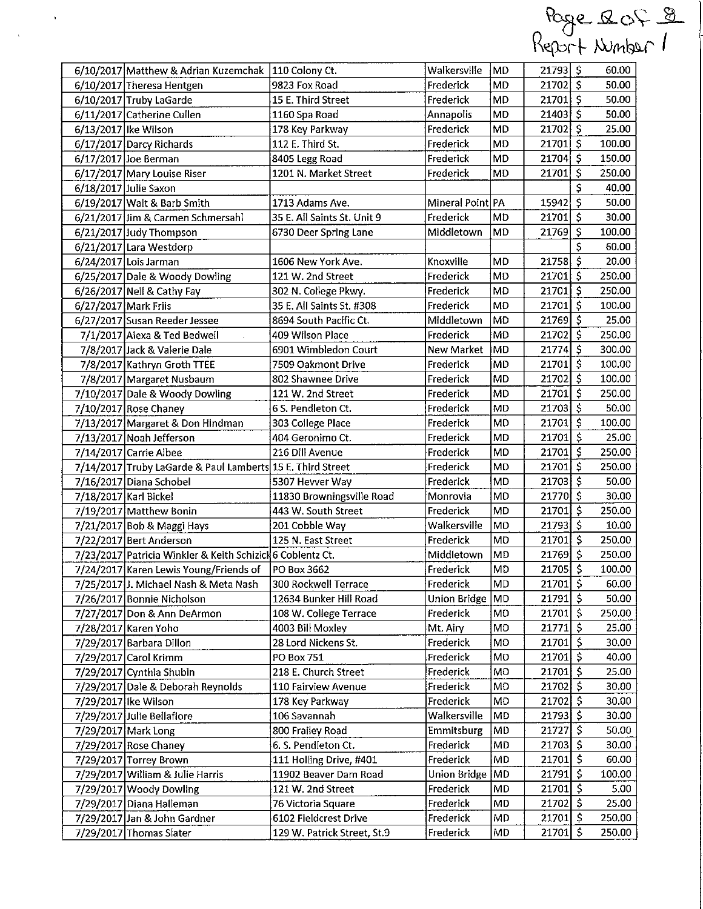| | | | | | | |
|---|---|---|---|---|---|---|
| 6/10/2017 | Matthew & Adrian Kuzemchak | 110 Colony Ct. | Walkersville | MD | 21793 | $ 60.00 |
| 6/10/2017 | Theresa Hentgen | 9823 Fox Road | Frederick | MD | 21702 | $ 50.00 |
| 6/10/2017 | Truby LaGarde | 15 E. Third Street | Frederick | MD | 21701 | $ 50.00 |
| 6/11/2017 | Catherine Cullen | 1160 Spa Road | Annapolis | MD | 21403 | $ 50.00 |
| 6/13/2017 | Ike Wilson | 178 Key Parkway | Frederick | MD | 21702 | $ 25.00 |
| 6/17/2017 | Darcy Richards | 112 E. Third St. | Frederick | MD | 21701 | $ 100.00 |
| 6/17/2017 | Joe Berman | 8405 Legg Road | Frederick | MD | 21704 | $ 150.00 |
| 6/17/2017 | Mary Louise Riser | 1201 N. Market Street | Frederick | MD | 21701 | $ 250.00 |
| 6/18/2017 | Julie Saxon | | | | | $ 40.00 |
| 6/19/2017 | Walt & Barb Smith | 1713 Adams Ave. | Mineral Point | PA | 15942 | $ 50.00 |
| 6/21/2017 | Jim & Carmen Schmersahl | 35 E. All Saints St. Unit 9 | Frederick | MD | 21701 | $ 30.00 |
| 6/21/2017 | Judy Thompson | 6730 Deer Spring Lane | Middletown | MD | 21769 | $ 100.00 |
| 6/21/2017 | Lara Westdorp | | | | | $ 60.00 |
| 6/24/2017 | Lois Jarman | 1606 New York Ave. | Knoxville | MD | 21758 | $ 20.00 |
| 6/25/2017 | Dale & Woody Dowling | 121 W. 2nd Street | Frederick | MD | 21701 | $ 250.00 |
| 6/26/2017 | Neil & Cathy Fay | 302 N. College Pkwy. | Frederick | MD | 21701 | $ 250.00 |
| 6/27/2017 | Mark Friis | 35 E. All Saints St. #308 | Frederick | MD | 21701 | $ 100.00 |
| 6/27/2017 | Susan Reeder Jessee | 8694 South Pacific Ct. | Middletown | MD | 21769 | $ 25.00 |
| 7/1/2017 | Alexa & Ted Bedwell | 409 Wilson Place | Frederick | MD | 21702 | $ 250.00 |
| 7/8/2017 | Jack & Valerie Dale | 6901 Wimbledon Court | New Market | MD | 21774 | $ 300.00 |
| 7/8/2017 | Kathryn Groth TTEE | 7509 Oakmont Drive | Frederick | MD | 21701 | $ 100.00 |
| 7/8/2017 | Margaret Nusbaum | 802 Shawnee Drive | Frederick | MD | 21702 | $ 100.00 |
| 7/10/2017 | Dale & Woody Dowling | 121 W. 2nd Street | Frederick | MD | 21701 | $ 250.00 |
| 7/10/2017 | Rose Chaney | 6 S. Pendleton Ct. | Frederick | MD | 21703 | $ 50.00 |
| 7/13/2017 | Margaret & Don Hindman | 303 College Place | Frederick | MD | 21701 | $ 100.00 |
| 7/13/2017 | Noah Jefferson | 404 Geronimo Ct. | Frederick | MD | 21701 | $ 25.00 |
| 7/14/2017 | Carrie Albee | 216 Dill Avenue | Frederick | MD | 21701 | $ 250.00 |
| 7/14/2017 | Truby LaGarde & Paul Lamberts | 15 E. Third Street | Frederick | MD | 21701 | $ 250.00 |
| 7/16/2017 | Diana Schobel | 5307 Hevver Way | Frederick | MD | 21703 | $ 50.00 |
| 7/18/2017 | Karl Bickel | 11830 Browningsville Road | Monrovia | MD | 21770 | $ 30.00 |
| 7/19/2017 | Matthew Bonin | 443 W. South Street | Frederick | MD | 21701 | $ 250.00 |
| 7/21/2017 | Bob & Maggi Hays | 201 Cobble Way | Walkersville | MD | 21793 | $ 10.00 |
| 7/22/2017 | Bert Anderson | 125 N. East Street | Frederick | MD | 21701 | $ 250.00 |
| 7/23/2017 | Patricia Winkler & Keith Schizicl | 6 Coblentz Ct. | Middletown | MD | 21769 | $ 250.00 |
| 7/24/2017 | Karen Lewis Young/Friends of | PO Box 3662 | Frederick | MD | 21705 | $ 100.00 |
| 7/25/2017 | J. Michael Nash & Meta Nash | 300 Rockwell Terrace | Frederick | MD | 21701 | $ 60.00 |
| 7/26/2017 | Bonnie Nicholson | 12634 Bunker Hill Road | Union Bridge | MD | 21791 | $ 50.00 |
| 7/27/2017 | Don & Ann DeArmon | 108 W. College Terrace | Frederick | MD | 21701 | $ 250.00 |
| 7/28/2017 | Karen Yoho | 4003 Bill Moxley | Mt. Airy | MD | 21771 | $ 25.00 |
| 7/29/2017 | Barbara Dillon | 28 Lord Nickens St. | Frederick | MD | 21701 | $ 30.00 |
| 7/29/2017 | Carol Krimm | PO Box 751 | Frederick | MD | 21701 | $ 40.00 |
| 7/29/2017 | Cynthia Shubin | 218 E. Church Street | Frederick | MD | 21701 | $ 25.00 |
| 7/29/2017 | Dale & Deborah Reynolds | 110 Fairview Avenue | Frederick | MD | 21702 | $ 30.00 |
| 7/29/2017 | Ike Wilson | 178 Key Parkway | Frederick | MD | 21702 | $ 30.00 |
| 7/29/2017 | Julie Bellafiore | 106 Savannah | Walkersville | MD | 21793 | $ 30.00 |
| 7/29/2017 | Mark Long | 800 Frailey Road | Emmitsburg | MD | 21727 | $ 50.00 |
| 7/29/2017 | Rose Chaney | 6. S. Pendleton Ct. | Frederick | MD | 21703 | $ 30.00 |
| 7/29/2017 | Torrey Brown | 111 Holling Drive, #401 | Frederick | MD | 21701 | $ 60.00 |
| 7/29/2017 | William & Julie Harris | 11902 Beaver Dam Road | Union Bridge | MD | 21791 | $ 100.00 |
| 7/29/2017 | Woody Dowling | 121 W. 2nd Street | Frederick | MD | 21701 | $ 5.00 |
| 7/29/2017 | Diana Halleman | 76 Victoria Square | Frederick | MD | 21702 | $ 25.00 |
| 7/29/2017 | Jan & John Gardner | 6102 Fieldcrest Drive | Frederick | MD | 21701 | $ 250.00 |
| 7/29/2017 | Thomas Slater | 129 W. Patrick Street, St.9 | Frederick | MD | 21701 | $ 250.00 |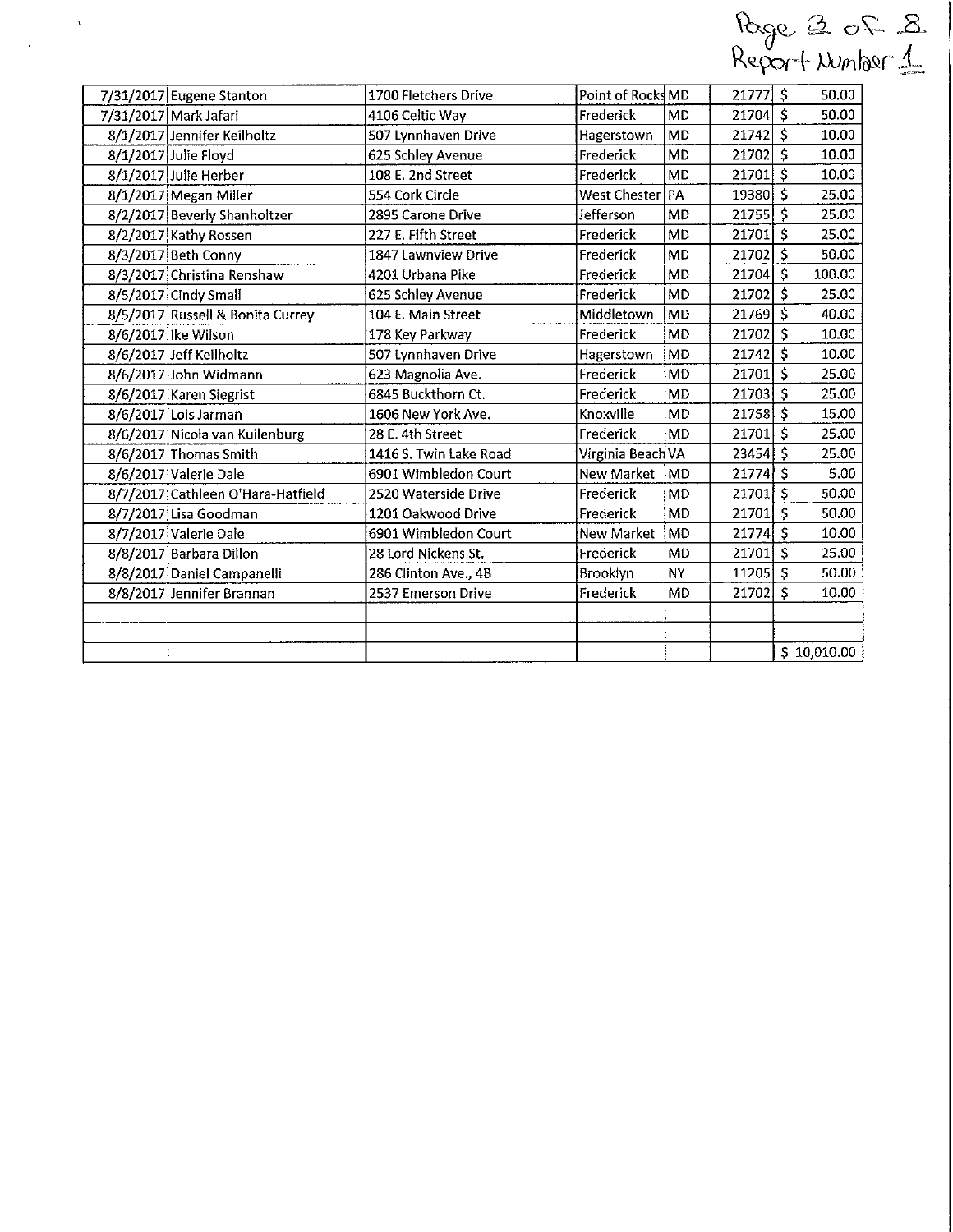Page 3 of 8
Report Number 1

| | | | | | | |
|---|---|---|---|---|---|---|
| 7/31/2017 | Eugene Stanton | 1700 Fletchers Drive | Point of Rocks | MD | 21777 | $ 50.00 |
| 7/31/2017 | Mark Jafari | 4106 Celtic Way | Frederick | MD | 21704 | $ 50.00 |
| 8/1/2017 | Jennifer Keilholtz | 507 Lynnhaven Drive | Hagerstown | MD | 21742 | $ 10.00 |
| 8/1/2017 | Julie Floyd | 625 Schley Avenue | Frederick | MD | 21702 | $ 10.00 |
| 8/1/2017 | Julie Herber | 108 E. 2nd Street | Frederick | MD | 21701 | $ 10.00 |
| 8/1/2017 | Megan Miller | 554 Cork Circle | West Chester | PA | 19380 | $ 25.00 |
| 8/2/2017 | Beverly Shanholtzer | 2895 Carone Drive | Jefferson | MD | 21755 | $ 25.00 |
| 8/2/2017 | Kathy Rossen | 227 E. Fifth Street | Frederick | MD | 21701 | $ 25.00 |
| 8/3/2017 | Beth Conny | 1847 Lawnview Drive | Frederick | MD | 21702 | $ 50.00 |
| 8/3/2017 | Christina Renshaw | 4201 Urbana Pike | Frederick | MD | 21704 | $ 100.00 |
| 8/5/2017 | Cindy Small | 625 Schley Avenue | Frederick | MD | 21702 | $ 25.00 |
| 8/5/2017 | Russell & Bonita Currey | 104 E. Main Street | Middletown | MD | 21769 | $ 40.00 |
| 8/6/2017 | Ike Wilson | 178 Key Parkway | Frederick | MD | 21702 | $ 10.00 |
| 8/6/2017 | Jeff Keilholtz | 507 Lynnhaven Drive | Hagerstown | MD | 21742 | $ 10.00 |
| 8/6/2017 | John Widmann | 623 Magnolia Ave. | Frederick | MD | 21701 | $ 25.00 |
| 8/6/2017 | Karen Siegrist | 6845 Buckthorn Ct. | Frederick | MD | 21703 | $ 25.00 |
| 8/6/2017 | Lois Jarman | 1606 New York Ave. | Knoxville | MD | 21758 | $ 15.00 |
| 8/6/2017 | Nicola van Kuilenburg | 28 E. 4th Street | Frederick | MD | 21701 | $ 25.00 |
| 8/6/2017 | Thomas Smith | 1416 S. Twin Lake Road | Virginia Beach | VA | 23454 | $ 25.00 |
| 8/6/2017 | Valerie Dale | 6901 Wimbledon Court | New Market | MD | 21774 | $ 5.00 |
| 8/7/2017 | Cathleen O'Hara-Hatfield | 2520 Waterside Drive | Frederick | MD | 21701 | $ 50.00 |
| 8/7/2017 | Lisa Goodman | 1201 Oakwood Drive | Frederick | MD | 21701 | $ 50.00 |
| 8/7/2017 | Valerie Dale | 6901 Wimbledon Court | New Market | MD | 21774 | $ 10.00 |
| 8/8/2017 | Barbara Dillon | 28 Lord Nickens St. | Frederick | MD | 21701 | $ 25.00 |
| 8/8/2017 | Daniel Campanelli | 286 Clinton Ave., 4B | Brooklyn | NY | 11205 | $ 50.00 |
| 8/8/2017 | Jennifer Brannan | 2537 Emerson Drive | Frederick | MD | 21702 | $ 10.00 |
| | | | | | | |
| | | | | | | |
| | | | | | | $ 10,010.00 |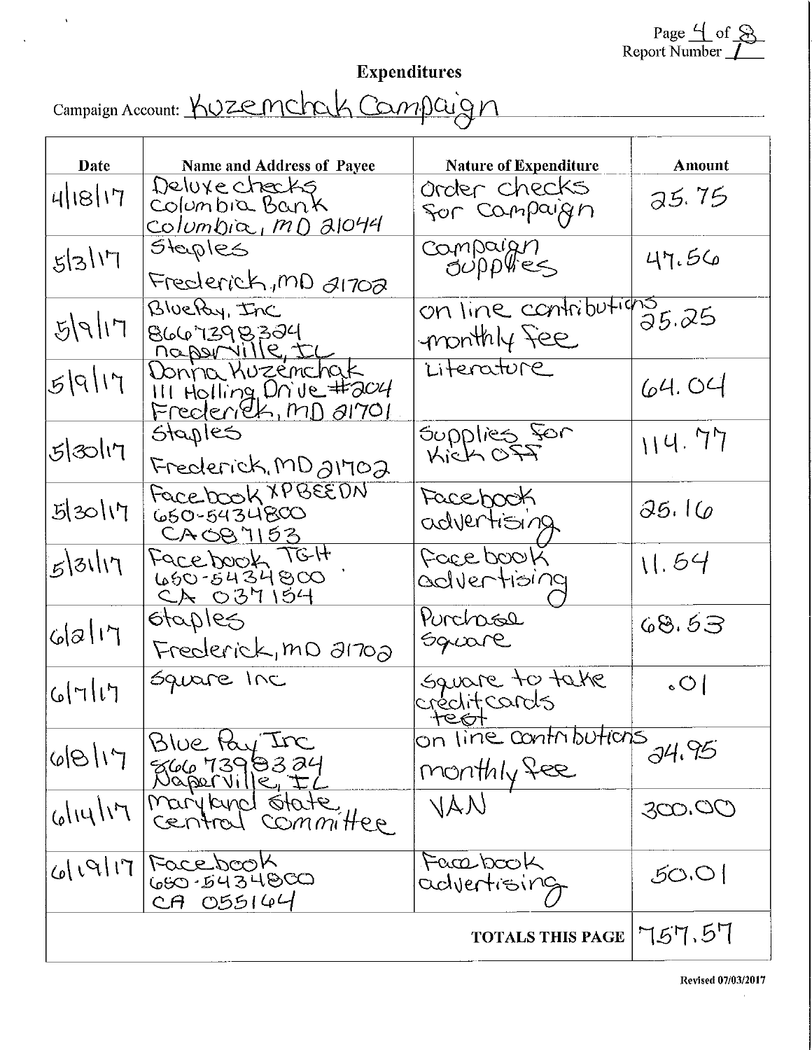Page 4 of 8
Report Number 1

# Expenditures

Campaign Account: Kuzemchak Campaign

| Date | Name and Address of Payee | Nature of Expenditure | Amount |
|---|---|---|---|
| 4/18/17 | Deluxe checks Columbia Bank Columbia, MD 21044 | order checks for campaign | 25.75 |
| 5/3/17 | Staples Frederick, MD 21702 | campaign supplies | 47.56 |
| 5/9/17 | BluePay, Inc 8667398324 naperville, IL | on line contributions monthly fee | 25.25 |
| 5/9/17 | Donna Kuzemchak 111 Holling Drive #204 Frederick, MD 21701 | Literature | 64.04 |
| 5/30/17 | Staples Frederick, MD 21702 | Supplies for Kick off | 114.77 |
| 5/30/17 | Facebook XPBEEDN 650-5434800 CA 087153 | Facebook advertising | 25.16 |
| 5/31/17 | Facebook TGH 650-5434800 CA 037154 | Facebook advertising | 11.54 |
| 6/2/17 | Staples Frederick, MD 21702 | Purchase Square | 68.53 |
| 6/7/17 | Square Inc | Square to take credit cards test | .01 |
| 6/8/17 | Blue Pay Inc 8667398324 Naperville, IL | on line contributions monthly fee | 24.95 |
| 6/14/17 | Maryland State central committee | VAN | 300.00 |
| 6/19/17 | Facebook 650-5434800 CA 055164 | Facebook advertising | 50.01 |
| | | **TOTALS THIS PAGE** | 757.57 |

Revised 07/03/2017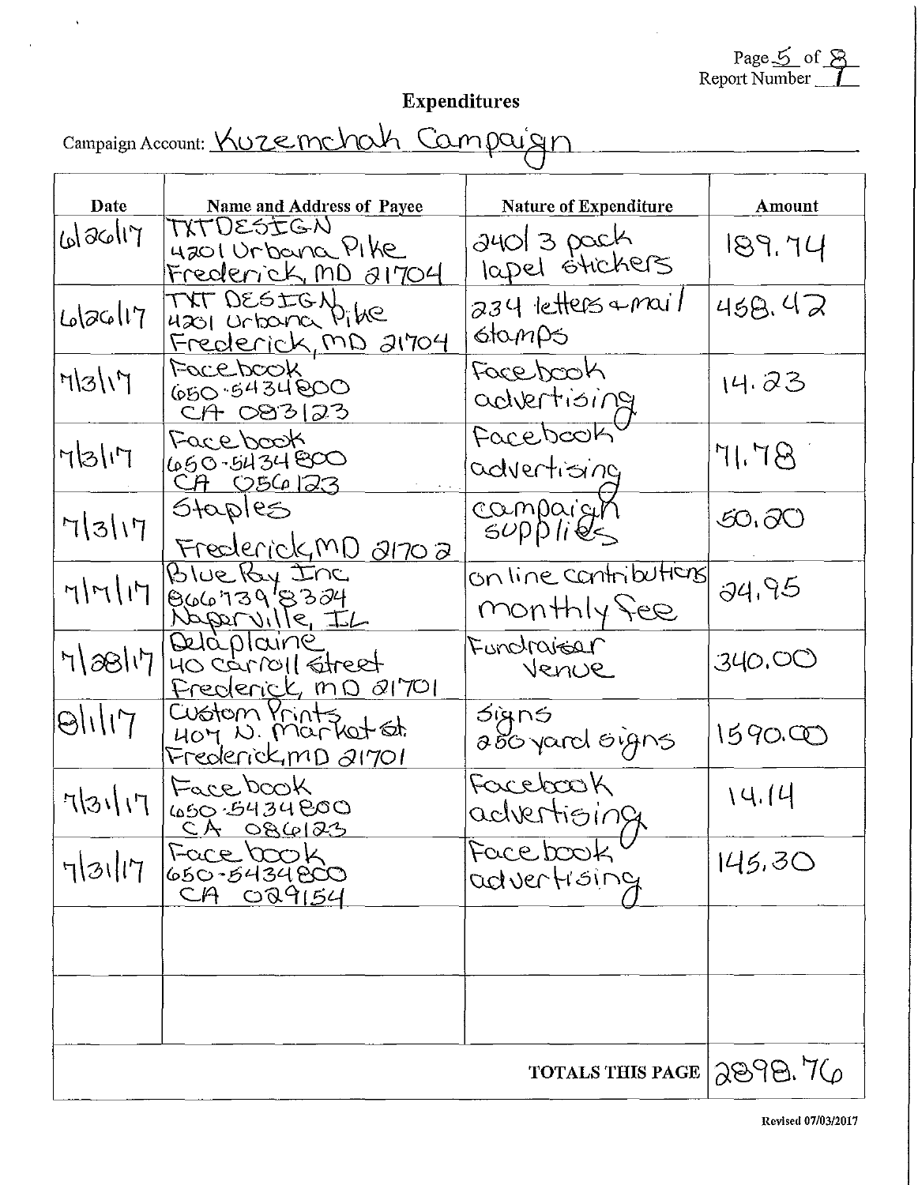# Expenditures

Campaign Account: Kuzemchak Campaign

| Date | Name and Address of Payee | Nature of Expenditure | Amount |
|---|---|---|---|
| 6/26/17 | TXTDESIGN 4201 Urbana Pike Frederick, MD 21704 | 240 3 pack lapel stickers | 189.74 |
| 6/26/17 | TXT DESIGN 4201 Urbana Pike Frederick, MD 21704 | 234 letters + mail stamps | 458.42 |
| 7/3/17 | Facebook 650-5434800 CA 083123 | Facebook advertising | 14.23 |
| 7/3/17 | Facebook 650-5434800 CA 056123 | Facebook advertising | 71.78 |
| 7/3/17 | Staples Frederick, MD 21702 | campaign supplies | 50.20 |
| 7/7/17 | Blue Pay Inc 8667398324 Naperville, IL | online contributions monthly fee | 24.95 |
| 7/28/17 | Delaplaine 40 Carroll Street Frederick, MD 21701 | Fundraiser Venue | 340.00 |
| 8/1/17 | Custom Prints 407 N. Market St. Frederick, MD 21701 | Signs 250 yard signs | 1590.00 |
| 7/31/17 | Facebook 650-5434800 CA 086123 | Facebook advertising | 14.14 |
| 7/31/17 | Facebook 650-5434800 CA 029154 | Facebook advertising | 145.30 |
| | | | |
| | | | |
| | | TOTALS THIS PAGE | 2898.76 |

Revised 07/03/2017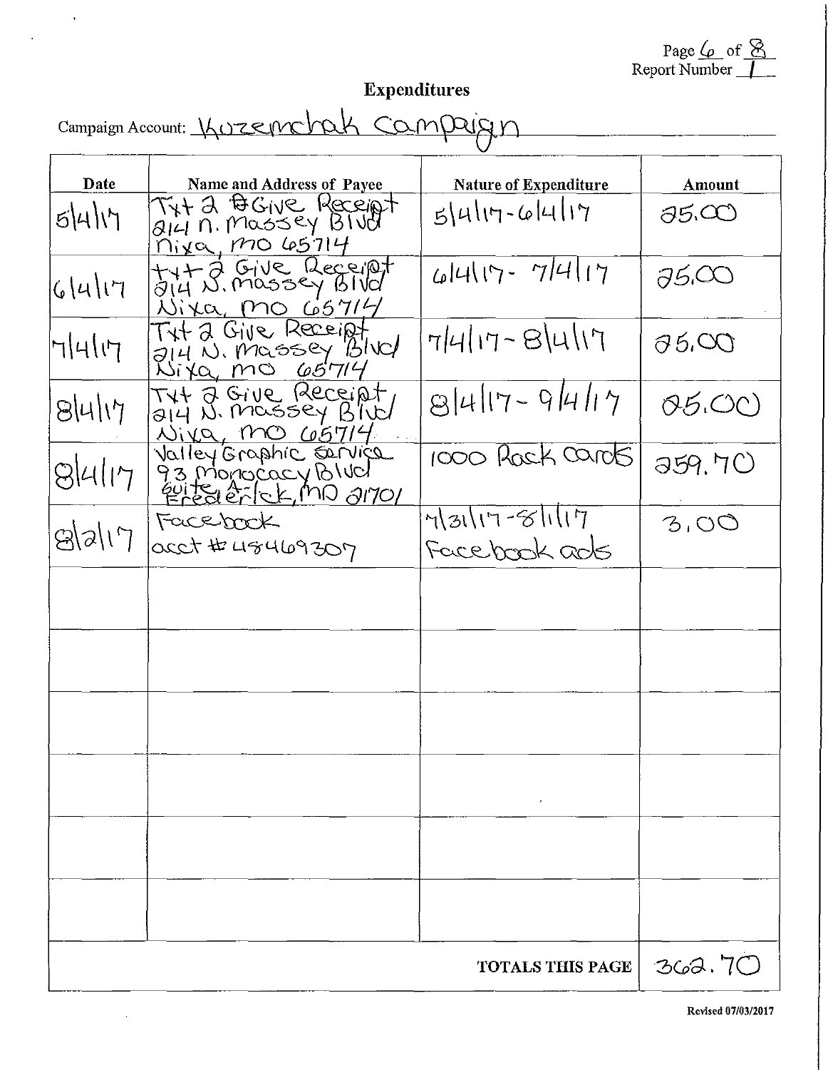Page 6 of 8
Report Number 1

# Expenditures

Campaign Account: Kuzemchak Campaign

| Date | Name and Address of Payee | Nature of Expenditure | Amount |
|---|---|---|---|
| 5/4/17 | Txt 2 Give Receipt 214 N. Massey Blvd Nixa, MO 65714 | 5/4/17-6/4/17 | 25.00 |
| 6/4/17 | txt 2 Give Receipt 214 N. Massey Blvd Nixa, MO 65714 | 6/4/17- 7/4/17 | 25.00 |
| 7/4/17 | Txt 2 Give Receipt 214 N. Massey Blvd Nixa, MO 65714 | 7/4/17-8/4/17 | 25.00 |
| 8/4/17 | Txt 2 Give Receipt 214 N. Massey Blvd Nixa, MO 65714 | 8/4/17- 9/4/17 | 25.00 |
| 8/4/17 | Valley Graphic Service 93 Monocacy Blvd Suite A-1 Frederick, MD 21701 | 1000 Rack cards | 259.70 |
| 8/2/17 | Facebook acct #48469307 | 7/31/17-8/1/17 Facebook ads | 3.00 |
| | | | |
| | | | |
| | | | |
| | | | |
| | | | |
| | | | |
| | | **TOTALS THIS PAGE** | 362.70 |

Revised 07/03/2017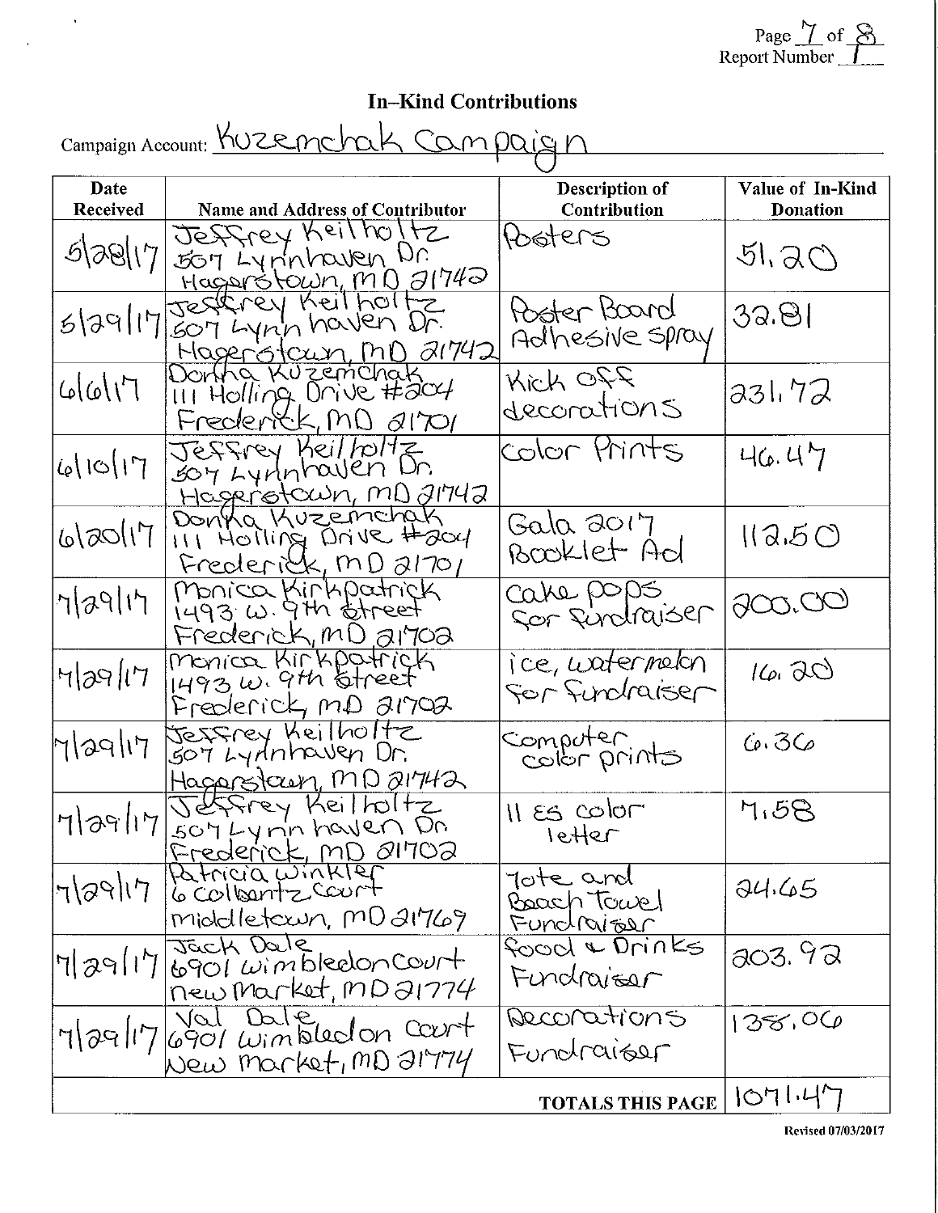## In-Kind Contributions

Campaign Account: Kuzemchak Campaign

| Date Received | Name and Address of Contributor | Description of Contribution | Value of In-Kind Donation |
|---|---|---|---|
| 5/28/17 | Jeffrey Keilholtz 507 Lynnhaven Dr. Hagerstown, MD 21742 | Posters | 51.20 |
| 5/29/17 | Jeffrey Keilholtz 507 Lynnhaven Dr. Hagerstown, MD 21742 | Poster Board Adhesive Spray | 32.81 |
| 6/6/17 | Donna Kuzemchak 111 Holling Drive #204 Frederick, MD 21701 | Kick off decorations | 231.72 |
| 6/10/17 | Jeffrey Keilholtz 507 Lynnhaven Dr. Hagerstown, MD 21742 | Color Prints | 46.47 |
| 6/20/17 | Donna Kuzemchak 111 Holling Drive #204 Frederick, MD 21701 | Gala 2017 Booklet Ad | 112.50 |
| 7/29/17 | Monica Kirkpatrick 1493 W. 9th Street Frederick, MD 21702 | Cake pops for fundraiser | 200.00 |
| 7/29/17 | Monica Kirkpatrick 1493 W. 9th Street Frederick, MD 21702 | ice, watermelon for fundraiser | 16.20 |
| 7/29/17 | Jeffrey Keilholtz 507 Lynnhaven Dr. Hagerstown, MD 21742 | Computer color prints | 6.36 |
| 7/29/17 | Jeffrey Keilholtz 507 Lynnhaven Dr. Frederick, MD 21702 | 11 ES color letter | 7.58 |
| 7/29/17 | Patricia Winkler 6 Colbertz Court Middletown, MD 21769 | Tote and Beach Towel Fundraiser | 24.65 |
| 7/29/17 | Jack Dale 6901 Wimbledon Court New Market, MD 21774 | Food & Drinks Fundraiser | 203.92 |
| 7/29/17 | Val Dale 6901 Wimbledon Court New Market, MD 21774 | Decorations Fundraiser | 138.06 |
| | | **TOTALS THIS PAGE** | 1071.47 |

Revised 07/03/2017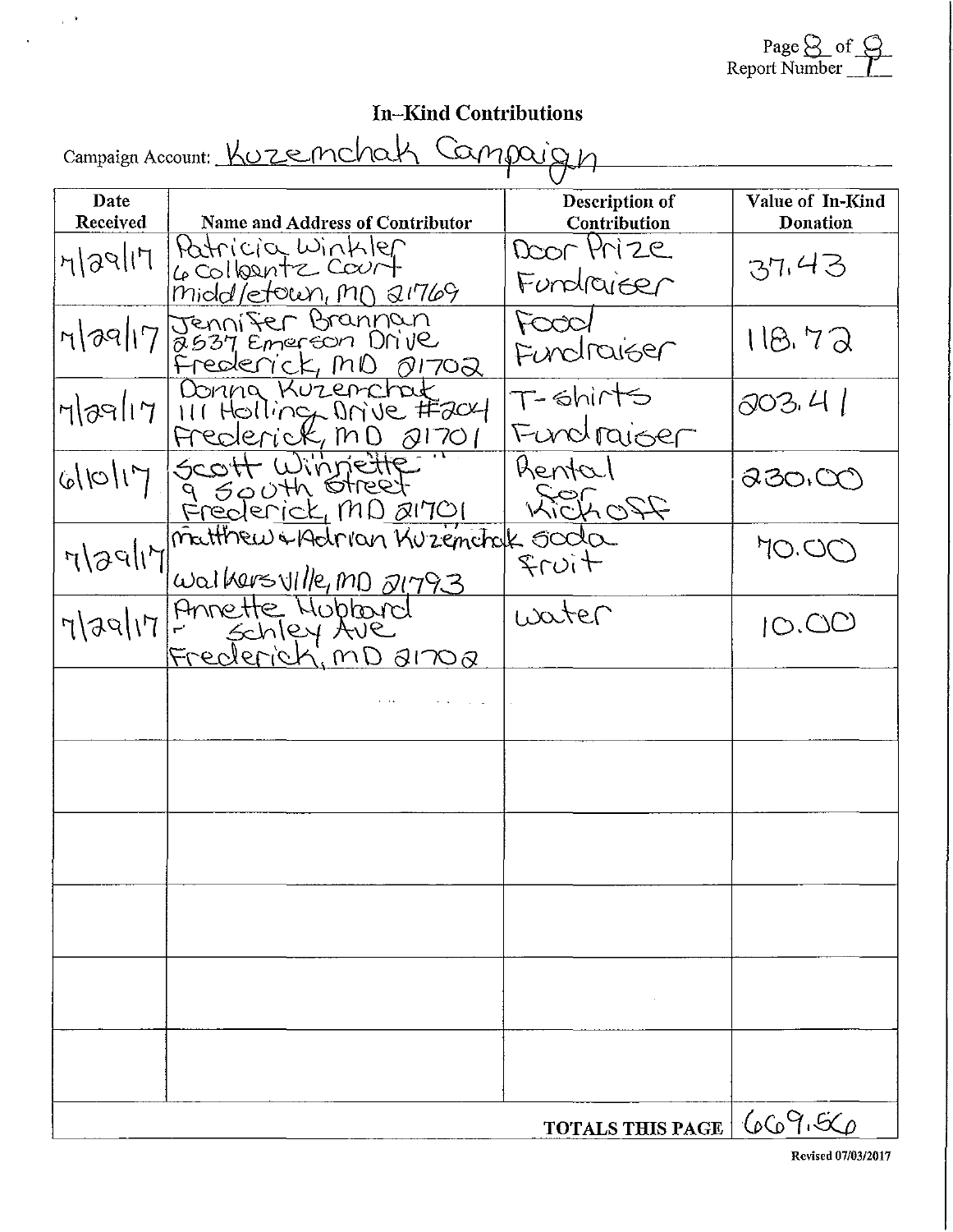Page 8 of 8
Report Number 1

# In–Kind Contributions

Campaign Account: Kuzemchak Campaign

| Date Received | Name and Address of Contributor | Description of Contribution | Value of In-Kind Donation |
|---|---|---|---|
| 7/29/17 | Patricia Winkler<br>6 Colbentz Court<br>Middletown, MD 21769 | Door Prize<br>Fundraiser | 37.43 |
| 7/29/17 | Jennifer Brannan<br>2537 Emerson Drive<br>Frederick, MD 21702 | Food<br>Fundraiser | 118.72 |
| 7/29/17 | Donna Kuzemchak<br>111 Holling Drive #204<br>Frederick, MD 21701 | T-shirts<br>Fundraiser | 203.41 |
| 6/10/17 | Scott Winnette<br>9 South Street<br>Frederick, MD 21701 | Rental<br>for<br>Kickoff | 230.00 |
| 7/29/17 | Matthew & Adrian Kuzemchak<br>Walkersville, MD 21793 | soda<br>fruit | 70.00 |
| 7/29/17 | Annette Hubbard<br>- Schley Ave<br>Frederick, MD 21702 | water | 10.00 |
| | | | |
| | | | |
| | | | |
| | | | |
| | | | |
| | | | |
| | | **TOTALS THIS PAGE** | 669.56 |

Revised 07/03/2017